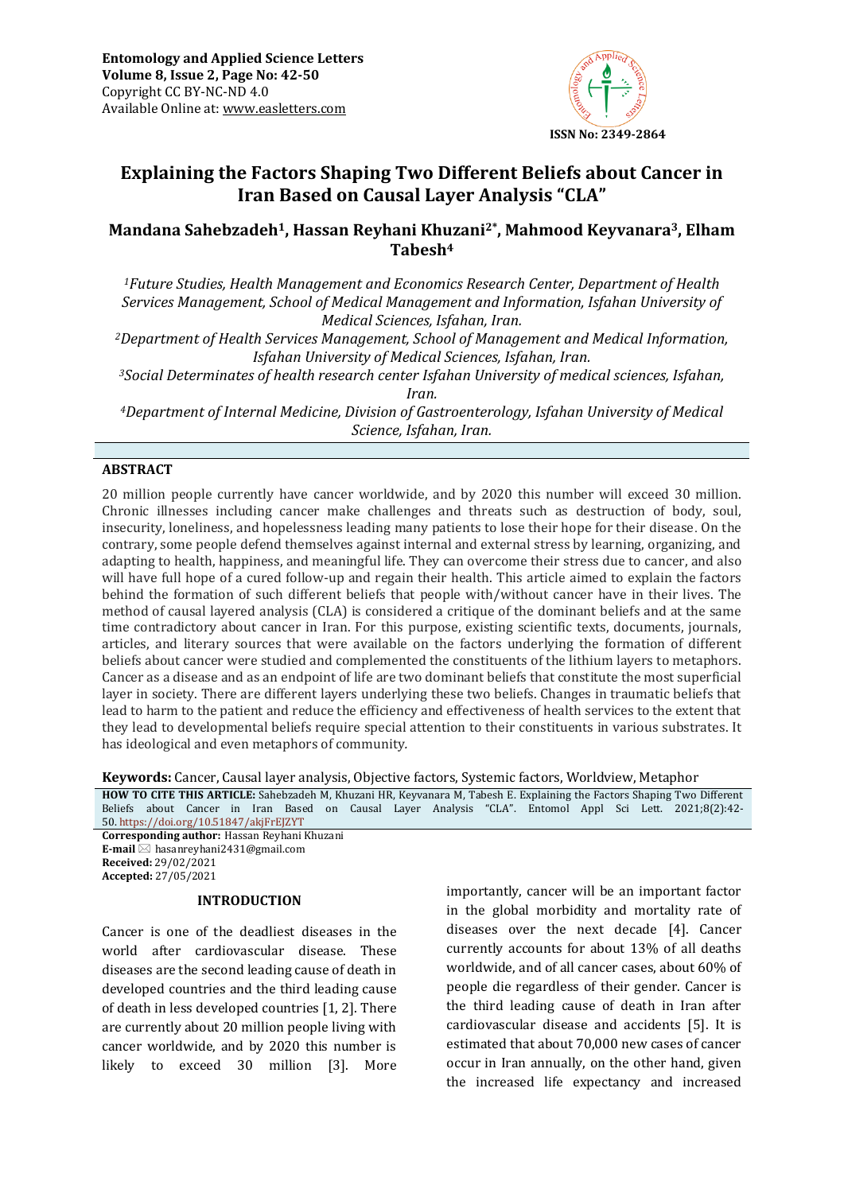**Entomology and Applied Science Letters**
**Volume 8, Issue 2, Page No: 42-50**
Copyright CC BY-NC-ND 4.0
Available Online at: www.easletters.com

**ISSN No: 2349-2864**

# Explaining the Factors Shaping Two Different Beliefs about Cancer in Iran Based on Causal Layer Analysis "CLA"

**Mandana Sahebzadeh[1], Hassan Reyhani Khuzani[2*], Mahmood Keyvanara[3], Elham Tabesh[4]**

*[1]Future Studies, Health Management and Economics Research Center, Department of Health Services Management, School of Medical Management and Information, Isfahan University of Medical Sciences, Isfahan, Iran.*

*[2]Department of Health Services Management, School of Management and Medical Information, Isfahan University of Medical Sciences, Isfahan, Iran.*

*[3]Social Determinates of health research center Isfahan University of medical sciences, Isfahan, Iran.*

*[4]Department of Internal Medicine, Division of Gastroenterology, Isfahan University of Medical Science, Isfahan, Iran.*

## ABSTRACT

20 million people currently have cancer worldwide, and by 2020 this number will exceed 30 million. Chronic illnesses including cancer make challenges and threats such as destruction of body, soul, insecurity, loneliness, and hopelessness leading many patients to lose their hope for their disease. On the contrary, some people defend themselves against internal and external stress by learning, organizing, and adapting to health, happiness, and meaningful life. They can overcome their stress due to cancer, and also will have full hope of a cured follow-up and regain their health. This article aimed to explain the factors behind the formation of such different beliefs that people with/without cancer have in their lives. The method of causal layered analysis (CLA) is considered a critique of the dominant beliefs and at the same time contradictory about cancer in Iran. For this purpose, existing scientific texts, documents, journals, articles, and literary sources that were available on the factors underlying the formation of different beliefs about cancer were studied and complemented the constituents of the lithium layers to metaphors. Cancer as a disease and as an endpoint of life are two dominant beliefs that constitute the most superficial layer in society. There are different layers underlying these two beliefs. Changes in traumatic beliefs that lead to harm to the patient and reduce the efficiency and effectiveness of health services to the extent that they lead to developmental beliefs require special attention to their constituents in various substrates. It has ideological and even metaphors of community.

**Keywords:** Cancer, Causal layer analysis, Objective factors, Systemic factors, Worldview, Metaphor

**HOW TO CITE THIS ARTICLE:** Sahebzadeh M, Khuzani HR, Keyvanara M, Tabesh E. Explaining the Factors Shaping Two Different Beliefs about Cancer in Iran Based on Causal Layer Analysis "CLA". Entomol Appl Sci Lett. 2021;8(2):42-50. https://doi.org/10.51847/akjFrEJZYT

**Corresponding author:** Hassan Reyhani Khuzani
**E-mail** ✉ hasanreyhani2431@gmail.com
**Received:** 29/02/2021
**Accepted:** 27/05/2021

## INTRODUCTION

Cancer is one of the deadliest diseases in the world after cardiovascular disease. These diseases are the second leading cause of death in developed countries and the third leading cause of death in less developed countries [1, 2]. There are currently about 20 million people living with cancer worldwide, and by 2020 this number is likely to exceed 30 million [3]. More importantly, cancer will be an important factor in the global morbidity and mortality rate of diseases over the next decade [4]. Cancer currently accounts for about 13% of all deaths worldwide, and of all cancer cases, about 60% of people die regardless of their gender. Cancer is the third leading cause of death in Iran after cardiovascular disease and accidents [5]. It is estimated that about 70,000 new cases of cancer occur in Iran annually, on the other hand, given the increased life expectancy and increased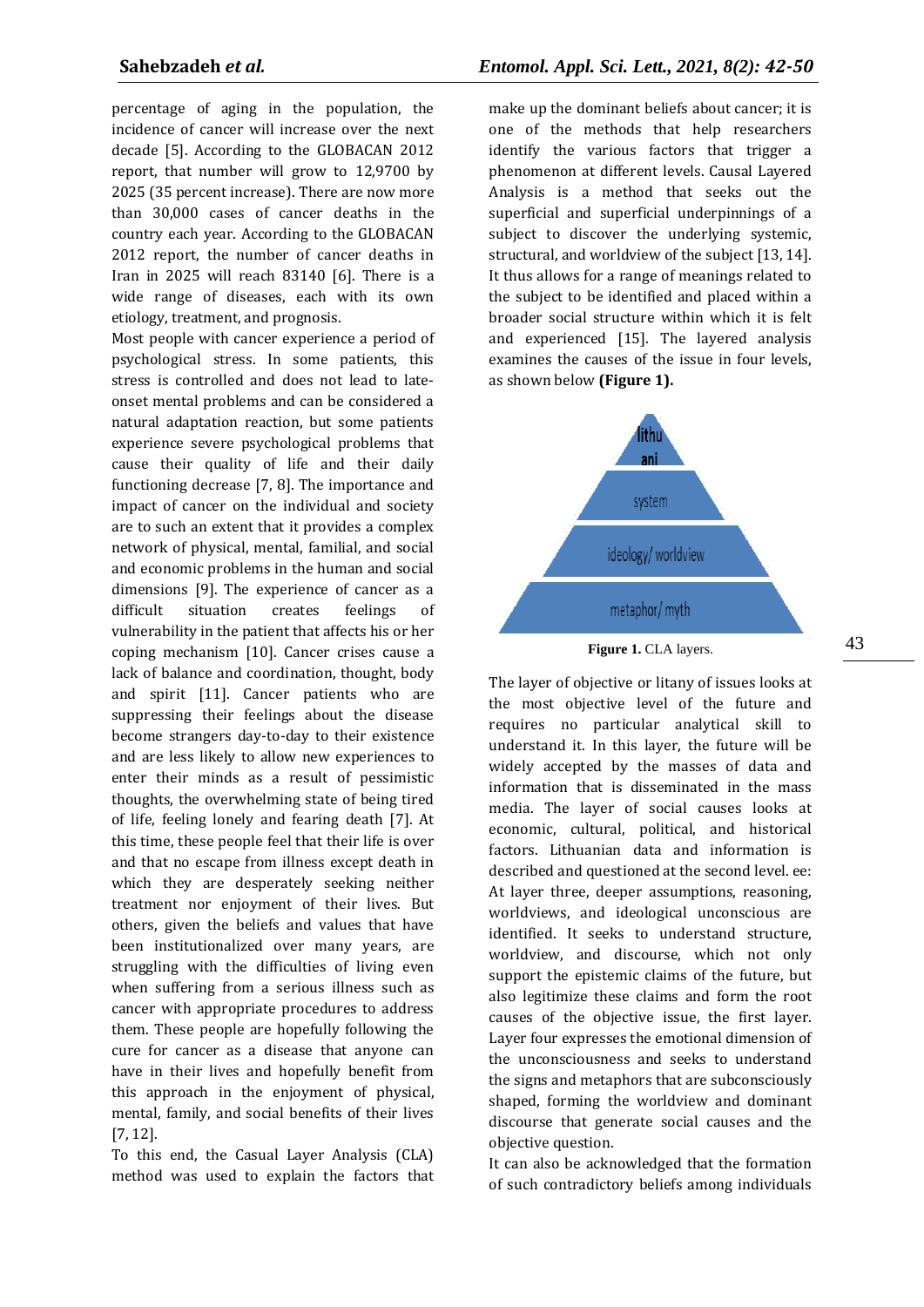percentage of aging in the population, the incidence of cancer will increase over the next decade [5]. According to the GLOBACAN 2012 report, that number will grow to 12,9700 by 2025 (35 percent increase). There are now more than 30,000 cases of cancer deaths in the country each year. According to the GLOBACAN 2012 report, the number of cancer deaths in Iran in 2025 will reach 83140 [6]. There is a wide range of diseases, each with its own etiology, treatment, and prognosis.

Most people with cancer experience a period of psychological stress. In some patients, this stress is controlled and does not lead to late-onset mental problems and can be considered a natural adaptation reaction, but some patients experience severe psychological problems that cause their quality of life and their daily functioning decrease [7, 8]. The importance and impact of cancer on the individual and society are to such an extent that it provides a complex network of physical, mental, familial, and social and economic problems in the human and social dimensions [9]. The experience of cancer as a difficult situation creates feelings of vulnerability in the patient that affects his or her coping mechanism [10]. Cancer crises cause a lack of balance and coordination, thought, body and spirit [11]. Cancer patients who are suppressing their feelings about the disease become strangers day-to-day to their existence and are less likely to allow new experiences to enter their minds as a result of pessimistic thoughts, the overwhelming state of being tired of life, feeling lonely and fearing death [7]. At this time, these people feel that their life is over and that no escape from illness except death in which they are desperately seeking neither treatment nor enjoyment of their lives. But others, given the beliefs and values that have been institutionalized over many years, are struggling with the difficulties of living even when suffering from a serious illness such as cancer with appropriate procedures to address them. These people are hopefully following the cure for cancer as a disease that anyone can have in their lives and hopefully benefit from this approach in the enjoyment of physical, mental, family, and social benefits of their lives [7, 12].

To this end, the Casual Layer Analysis (CLA) method was used to explain the factors that make up the dominant beliefs about cancer; it is one of the methods that help researchers identify the various factors that trigger a phenomenon at different levels. Causal Layered Analysis is a method that seeks out the superficial and superficial underpinnings of a subject to discover the underlying systemic, structural, and worldview of the subject [13, 14]. It thus allows for a range of meanings related to the subject to be identified and placed within a broader social structure within which it is felt and experienced [15]. The layered analysis examines the causes of the issue in four levels, as shown below **(Figure 1).**

| CLA layers (top to bottom) |
| --- |
| lithu ani |
| system |
| ideology/ worldview |
| metaphor/ myth |

**Figure 1.** CLA layers.

The layer of objective or litany of issues looks at the most objective level of the future and requires no particular analytical skill to understand it. In this layer, the future will be widely accepted by the masses of data and information that is disseminated in the mass media. The layer of social causes looks at economic, cultural, political, and historical factors. Lithuanian data and information is described and questioned at the second level. ee: At layer three, deeper assumptions, reasoning, worldviews, and ideological unconscious are identified. It seeks to understand structure, worldview, and discourse, which not only support the epistemic claims of the future, but also legitimize these claims and form the root causes of the objective issue, the first layer. Layer four expresses the emotional dimension of the unconsciousness and seeks to understand the signs and metaphors that are subconsciously shaped, forming the worldview and dominant discourse that generate social causes and the objective question.

It can also be acknowledged that the formation of such contradictory beliefs among individuals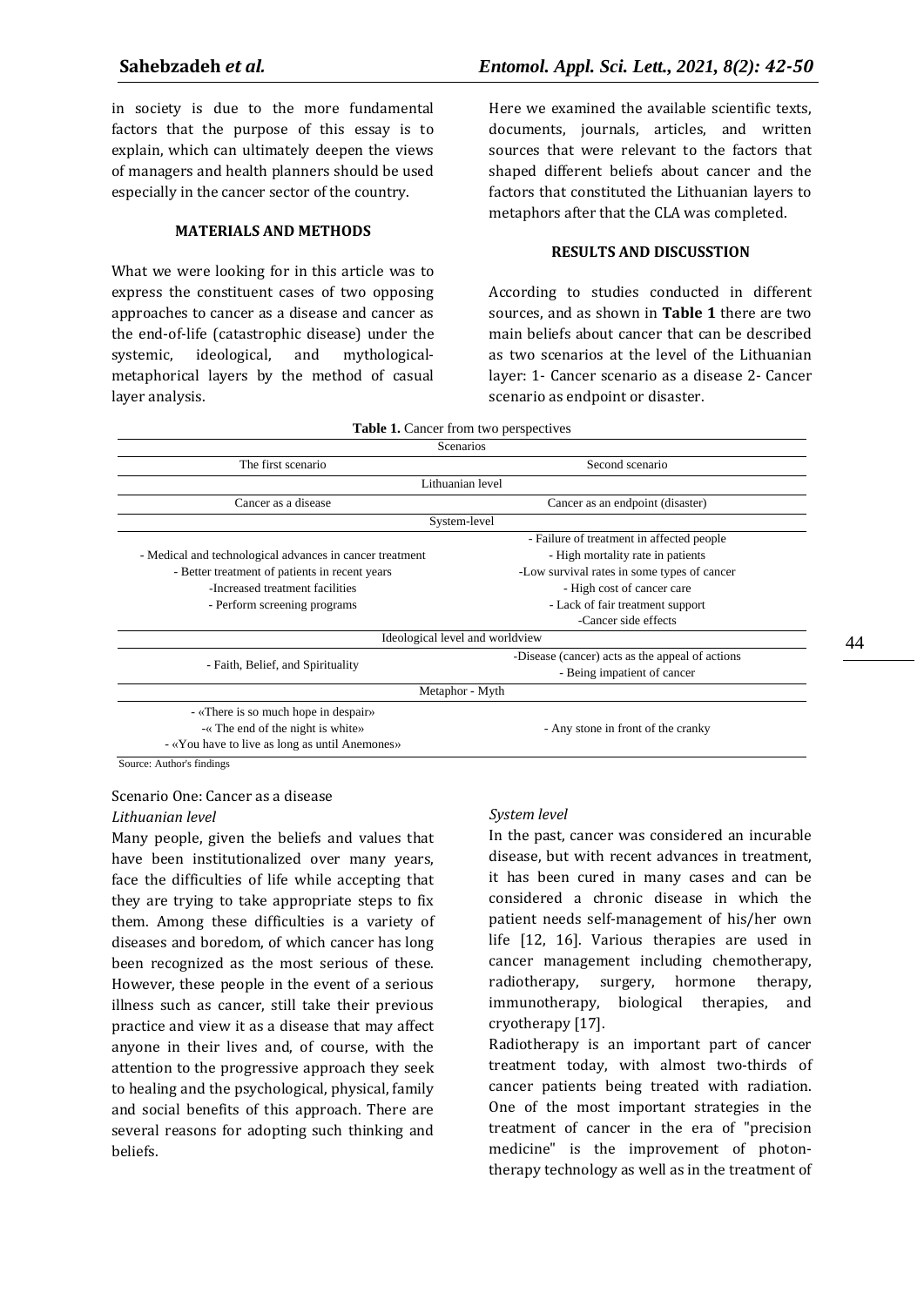in society is due to the more fundamental factors that the purpose of this essay is to explain, which can ultimately deepen the views of managers and health planners should be used especially in the cancer sector of the country.

## MATERIALS AND METHODS

What we were looking for in this article was to express the constituent cases of two opposing approaches to cancer as a disease and cancer as the end-of-life (catastrophic disease) under the systemic, ideological, and mythological-metaphorical layers by the method of casual layer analysis.

Here we examined the available scientific texts, documents, journals, articles, and written sources that were relevant to the factors that shaped different beliefs about cancer and the factors that constituted the Lithuanian layers to metaphors after that the CLA was completed.

## RESULTS AND DISCUSSTION

According to studies conducted in different sources, and as shown in **Table 1** there are two main beliefs about cancer that can be described as two scenarios at the level of the Lithuanian layer: 1- Cancer scenario as a disease 2- Cancer scenario as endpoint or disaster.

**Table 1.** Cancer from two perspectives

| Scenarios | |
|---|---|
| The first scenario | Second scenario |
| **Lithuanian level** | |
| Cancer as a disease | Cancer as an endpoint (disaster) |
| **System-level** | |
| - Medical and technological advances in cancer treatment<br>- Better treatment of patients in recent years<br>-Increased treatment facilities<br>- Perform screening programs | - Failure of treatment in affected people<br>- High mortality rate in patients<br>-Low survival rates in some types of cancer<br>- High cost of cancer care<br>- Lack of fair treatment support<br>-Cancer side effects |
| **Ideological level and worldview** | |
| - Faith, Belief, and Spirituality | -Disease (cancer) acts as the appeal of actions<br>- Being impatient of cancer |
| **Metaphor - Myth** | |
| - «There is so much hope in despair»<br>-« The end of the night is white»<br>- «You have to live as long as until Anemones» | - Any stone in front of the cranky |

Source: Author's findings

### Scenario One: Cancer as a disease

*Lithuanian level*

Many people, given the beliefs and values that have been institutionalized over many years, face the difficulties of life while accepting that they are trying to take appropriate steps to fix them. Among these difficulties is a variety of diseases and boredom, of which cancer has long been recognized as the most serious of these. However, these people in the event of a serious illness such as cancer, still take their previous practice and view it as a disease that may affect anyone in their lives and, of course, with the attention to the progressive approach they seek to healing and the psychological, physical, family and social benefits of this approach. There are several reasons for adopting such thinking and beliefs.

*System level*

In the past, cancer was considered an incurable disease, but with recent advances in treatment, it has been cured in many cases and can be considered a chronic disease in which the patient needs self-management of his/her own life [12, 16]. Various therapies are used in cancer management including chemotherapy, radiotherapy, surgery, hormone therapy, immunotherapy, biological therapies, and cryotherapy [17].

Radiotherapy is an important part of cancer treatment today, with almost two-thirds of cancer patients being treated with radiation. One of the most important strategies in the treatment of cancer in the era of "precision medicine" is the improvement of photon-therapy technology as well as in the treatment of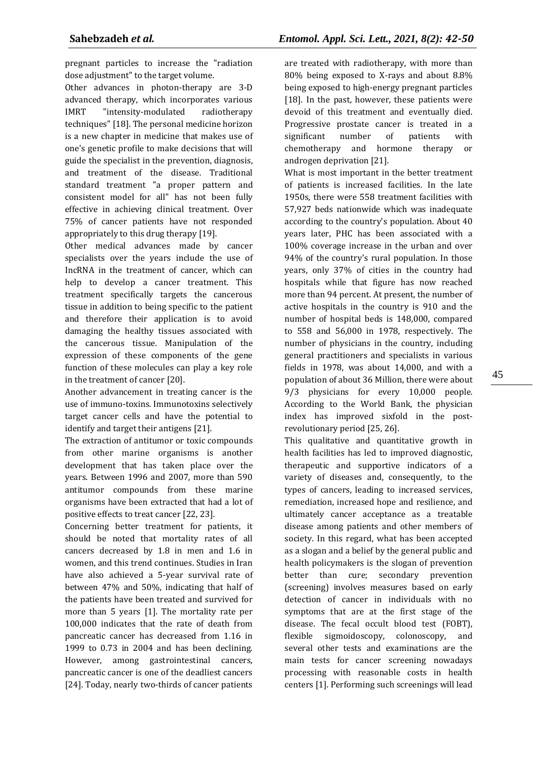pregnant particles to increase the "radiation dose adjustment" to the target volume.

Other advances in photon-therapy are 3-D advanced therapy, which incorporates various IMRT "intensity-modulated radiotherapy techniques" [18]. The personal medicine horizon is a new chapter in medicine that makes use of one's genetic profile to make decisions that will guide the specialist in the prevention, diagnosis, and treatment of the disease. Traditional standard treatment "a proper pattern and consistent model for all" has not been fully effective in achieving clinical treatment. Over 75% of cancer patients have not responded appropriately to this drug therapy [19].

Other medical advances made by cancer specialists over the years include the use of IncRNA in the treatment of cancer, which can help to develop a cancer treatment. This treatment specifically targets the cancerous tissue in addition to being specific to the patient and therefore their application is to avoid damaging the healthy tissues associated with the cancerous tissue. Manipulation of the expression of these components of the gene function of these molecules can play a key role in the treatment of cancer [20].

Another advancement in treating cancer is the use of immuno-toxins. Immunotoxins selectively target cancer cells and have the potential to identify and target their antigens [21].

The extraction of antitumor or toxic compounds from other marine organisms is another development that has taken place over the years. Between 1996 and 2007, more than 590 antitumor compounds from these marine organisms have been extracted that had a lot of positive effects to treat cancer [22, 23].

Concerning better treatment for patients, it should be noted that mortality rates of all cancers decreased by 1.8 in men and 1.6 in women, and this trend continues. Studies in Iran have also achieved a 5-year survival rate of between 47% and 50%, indicating that half of the patients have been treated and survived for more than 5 years [1]. The mortality rate per 100,000 indicates that the rate of death from pancreatic cancer has decreased from 1.16 in 1999 to 0.73 in 2004 and has been declining. However, among gastrointestinal cancers, pancreatic cancer is one of the deadliest cancers [24]. Today, nearly two-thirds of cancer patients are treated with radiotherapy, with more than 80% being exposed to X-rays and about 8.8% being exposed to high-energy pregnant particles [18]. In the past, however, these patients were devoid of this treatment and eventually died. Progressive prostate cancer is treated in a significant number of patients with chemotherapy and hormone therapy or androgen deprivation [21].

What is most important in the better treatment of patients is increased facilities. In the late 1950s, there were 558 treatment facilities with 57,927 beds nationwide which was inadequate according to the country's population. About 40 years later, PHC has been associated with a 100% coverage increase in the urban and over 94% of the country's rural population. In those years, only 37% of cities in the country had hospitals while that figure has now reached more than 94 percent. At present, the number of active hospitals in the country is 910 and the number of hospital beds is 148,000, compared to 558 and 56,000 in 1978, respectively. The number of physicians in the country, including general practitioners and specialists in various fields in 1978, was about 14,000, and with a population of about 36 Million, there were about 9/3 physicians for every 10,000 people. According to the World Bank, the physician index has improved sixfold in the post-revolutionary period [25, 26].

This qualitative and quantitative growth in health facilities has led to improved diagnostic, therapeutic and supportive indicators of a variety of diseases and, consequently, to the types of cancers, leading to increased services, remediation, increased hope and resilience, and ultimately cancer acceptance as a treatable disease among patients and other members of society. In this regard, what has been accepted as a slogan and a belief by the general public and health policymakers is the slogan of prevention better than cure; secondary prevention (screening) involves measures based on early detection of cancer in individuals with no symptoms that are at the first stage of the disease. The fecal occult blood test (FOBT), flexible sigmoidoscopy, colonoscopy, and several other tests and examinations are the main tests for cancer screening nowadays processing with reasonable costs in health centers [1]. Performing such screenings will lead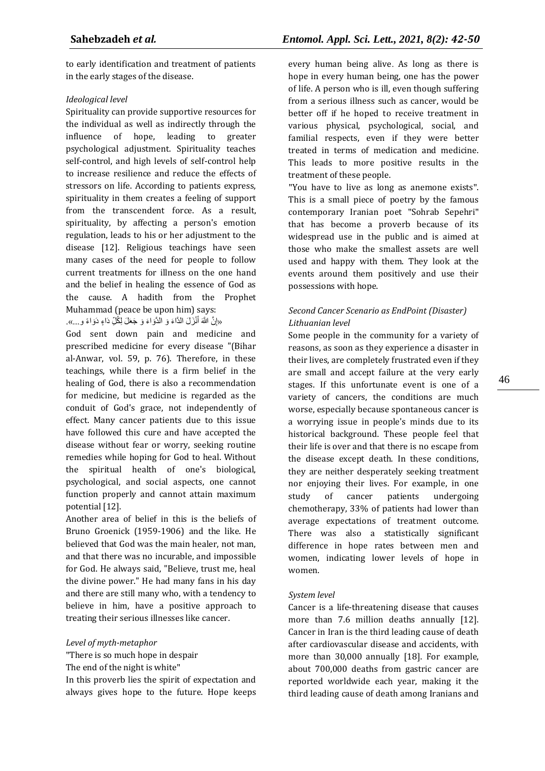to early identification and treatment of patients in the early stages of the disease.

*Ideological level*

Spirituality can provide supportive resources for the individual as well as indirectly through the influence of hope, leading to greater psychological adjustment. Spirituality teaches self-control, and high levels of self-control help to increase resilience and reduce the effects of stressors on life. According to patients express, spirituality in them creates a feeling of support from the transcendent force. As a result, spirituality, by affecting a person's emotion regulation, leads to his or her adjustment to the disease [12]. Religious teachings have seen many cases of the need for people to follow current treatments for illness on the one hand and the belief in healing the essence of God as the cause. A hadith from the Prophet Muhammad (peace be upon him) says:

«إِنَّ اللهَ أَنْزَلَ الدَّاءَ وَ الدَّوَاءَ وَ جَعَلَ لِكُلِّ دَاءٍ دَوَاءً و...».

God sent down pain and medicine and prescribed medicine for every disease "(Bihar al-Anwar, vol. 59, p. 76). Therefore, in these teachings, while there is a firm belief in the healing of God, there is also a recommendation for medicine, but medicine is regarded as the conduit of God's grace, not independently of effect. Many cancer patients due to this issue have followed this cure and have accepted the disease without fear or worry, seeking routine remedies while hoping for God to heal. Without the spiritual health of one's biological, psychological, and social aspects, one cannot function properly and cannot attain maximum potential [12].

Another area of belief in this is the beliefs of Bruno Groenick (1959-1906) and the like. He believed that God was the main healer, not man, and that there was no incurable, and impossible for God. He always said, "Believe, trust me, heal the divine power." He had many fans in his day and there are still many who, with a tendency to believe in him, have a positive approach to treating their serious illnesses like cancer.

*Level of myth-metaphor*

"There is so much hope in despair
The end of the night is white"

In this proverb lies the spirit of expectation and always gives hope to the future. Hope keeps every human being alive. As long as there is hope in every human being, one has the power of life. A person who is ill, even though suffering from a serious illness such as cancer, would be better off if he hoped to receive treatment in various physical, psychological, social, and familial respects, even if they were better treated in terms of medication and medicine. This leads to more positive results in the treatment of these people.

"You have to live as long as anemone exists". This is a small piece of poetry by the famous contemporary Iranian poet "Sohrab Sepehri" that has become a proverb because of its widespread use in the public and is aimed at those who make the smallest assets are well used and happy with them. They look at the events around them positively and use their possessions with hope.

*Second Cancer Scenario as EndPoint (Disaster)*

*Lithuanian level*

Some people in the community for a variety of reasons, as soon as they experience a disaster in their lives, are completely frustrated even if they are small and accept failure at the very early stages. If this unfortunate event is one of a variety of cancers, the conditions are much worse, especially because spontaneous cancer is a worrying issue in people's minds due to its historical background. These people feel that their life is over and that there is no escape from the disease except death. In these conditions, they are neither desperately seeking treatment nor enjoying their lives. For example, in one study of cancer patients undergoing chemotherapy, 33% of patients had lower than average expectations of treatment outcome. There was also a statistically significant difference in hope rates between men and women, indicating lower levels of hope in women.

*System level*

Cancer is a life-threatening disease that causes more than 7.6 million deaths annually [12]. Cancer in Iran is the third leading cause of death after cardiovascular disease and accidents, with more than 30,000 annually [18]. For example, about 700,000 deaths from gastric cancer are reported worldwide each year, making it the third leading cause of death among Iranians and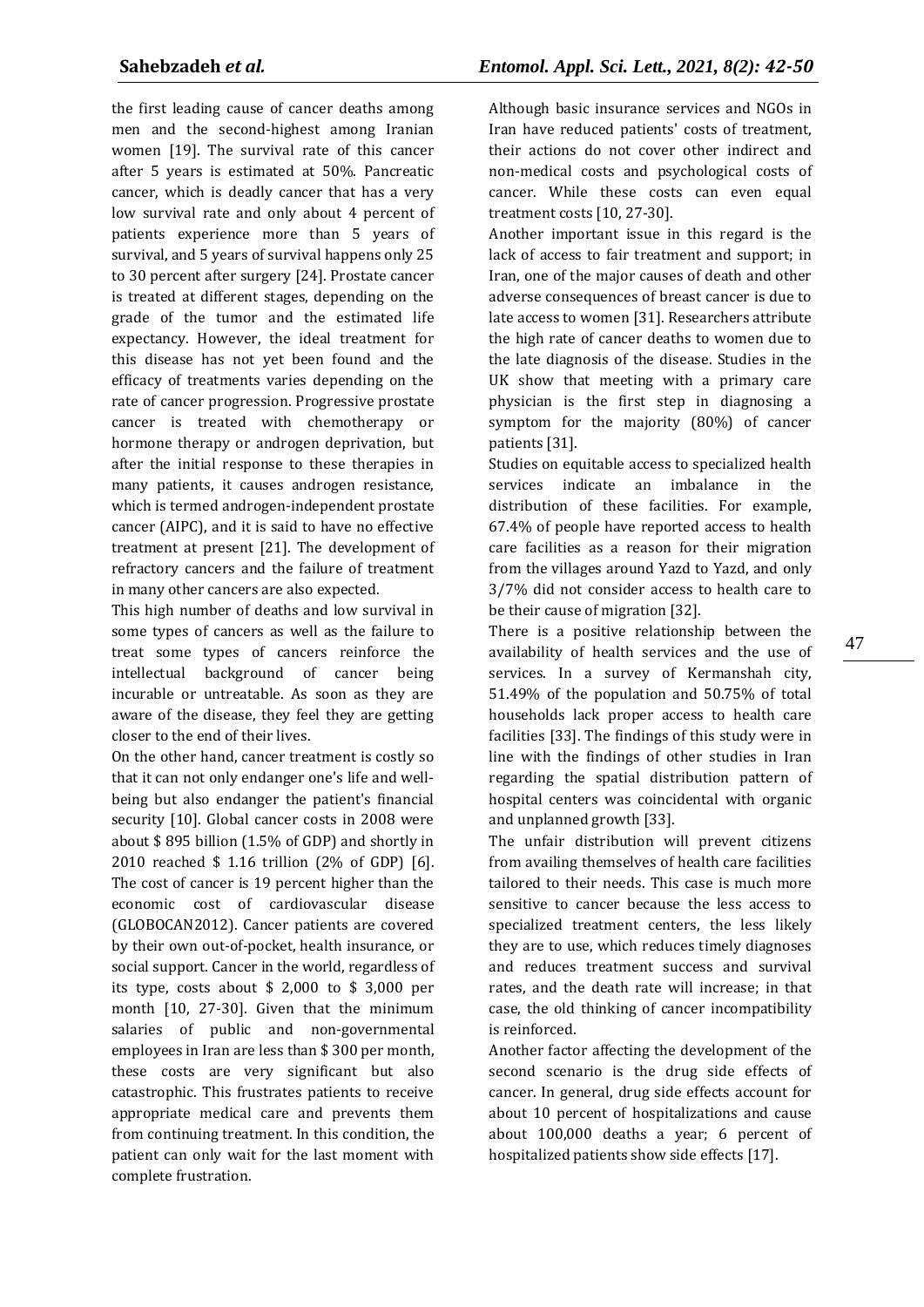the first leading cause of cancer deaths among men and the second-highest among Iranian women [19]. The survival rate of this cancer after 5 years is estimated at 50%. Pancreatic cancer, which is deadly cancer that has a very low survival rate and only about 4 percent of patients experience more than 5 years of survival, and 5 years of survival happens only 25 to 30 percent after surgery [24]. Prostate cancer is treated at different stages, depending on the grade of the tumor and the estimated life expectancy. However, the ideal treatment for this disease has not yet been found and the efficacy of treatments varies depending on the rate of cancer progression. Progressive prostate cancer is treated with chemotherapy or hormone therapy or androgen deprivation, but after the initial response to these therapies in many patients, it causes androgen resistance, which is termed androgen-independent prostate cancer (AIPC), and it is said to have no effective treatment at present [21]. The development of refractory cancers and the failure of treatment in many other cancers are also expected.

This high number of deaths and low survival in some types of cancers as well as the failure to treat some types of cancers reinforce the intellectual background of cancer being incurable or untreatable. As soon as they are aware of the disease, they feel they are getting closer to the end of their lives.

On the other hand, cancer treatment is costly so that it can not only endanger one's life and well-being but also endanger the patient's financial security [10]. Global cancer costs in 2008 were about $ 895 billion (1.5% of GDP) and shortly in 2010 reached $ 1.16 trillion (2% of GDP) [6]. The cost of cancer is 19 percent higher than the economic cost of cardiovascular disease (GLOBOCAN2012). Cancer patients are covered by their own out-of-pocket, health insurance, or social support. Cancer in the world, regardless of its type, costs about $ 2,000 to $ 3,000 per month [10, 27-30]. Given that the minimum salaries of public and non-governmental employees in Iran are less than $ 300 per month, these costs are very significant but also catastrophic. This frustrates patients to receive appropriate medical care and prevents them from continuing treatment. In this condition, the patient can only wait for the last moment with complete frustration.

Although basic insurance services and NGOs in Iran have reduced patients' costs of treatment, their actions do not cover other indirect and non-medical costs and psychological costs of cancer. While these costs can even equal treatment costs [10, 27-30].

Another important issue in this regard is the lack of access to fair treatment and support; in Iran, one of the major causes of death and other adverse consequences of breast cancer is due to late access to women [31]. Researchers attribute the high rate of cancer deaths to women due to the late diagnosis of the disease. Studies in the UK show that meeting with a primary care physician is the first step in diagnosing a symptom for the majority (80%) of cancer patients [31].

Studies on equitable access to specialized health services indicate an imbalance in the distribution of these facilities. For example, 67.4% of people have reported access to health care facilities as a reason for their migration from the villages around Yazd to Yazd, and only 3/7% did not consider access to health care to be their cause of migration [32].

There is a positive relationship between the availability of health services and the use of services. In a survey of Kermanshah city, 51.49% of the population and 50.75% of total households lack proper access to health care facilities [33]. The findings of this study were in line with the findings of other studies in Iran regarding the spatial distribution pattern of hospital centers was coincidental with organic and unplanned growth [33].

The unfair distribution will prevent citizens from availing themselves of health care facilities tailored to their needs. This case is much more sensitive to cancer because the less access to specialized treatment centers, the less likely they are to use, which reduces timely diagnoses and reduces treatment success and survival rates, and the death rate will increase; in that case, the old thinking of cancer incompatibility is reinforced.

Another factor affecting the development of the second scenario is the drug side effects of cancer. In general, drug side effects account for about 10 percent of hospitalizations and cause about 100,000 deaths a year; 6 percent of hospitalized patients show side effects [17].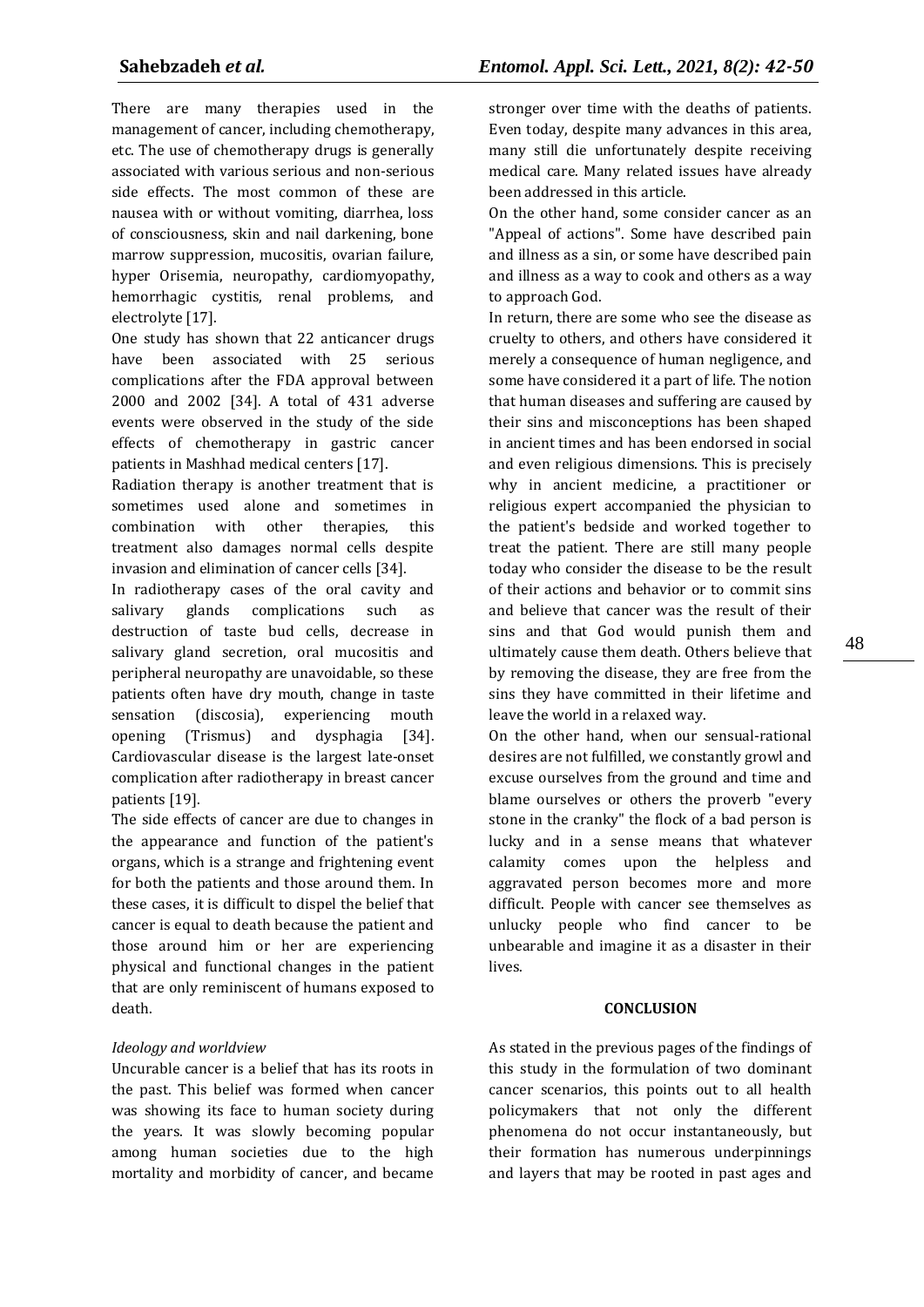There are many therapies used in the management of cancer, including chemotherapy, etc. The use of chemotherapy drugs is generally associated with various serious and non-serious side effects. The most common of these are nausea with or without vomiting, diarrhea, loss of consciousness, skin and nail darkening, bone marrow suppression, mucositis, ovarian failure, hyper Orisemia, neuropathy, cardiomyopathy, hemorrhagic cystitis, renal problems, and electrolyte [17].

One study has shown that 22 anticancer drugs have been associated with 25 serious complications after the FDA approval between 2000 and 2002 [34]. A total of 431 adverse events were observed in the study of the side effects of chemotherapy in gastric cancer patients in Mashhad medical centers [17].

Radiation therapy is another treatment that is sometimes used alone and sometimes in combination with other therapies, this treatment also damages normal cells despite invasion and elimination of cancer cells [34].

In radiotherapy cases of the oral cavity and salivary glands complications such as destruction of taste bud cells, decrease in salivary gland secretion, oral mucositis and peripheral neuropathy are unavoidable, so these patients often have dry mouth, change in taste sensation (discosia), experiencing mouth opening (Trismus) and dysphagia [34]. Cardiovascular disease is the largest late-onset complication after radiotherapy in breast cancer patients [19].

The side effects of cancer are due to changes in the appearance and function of the patient's organs, which is a strange and frightening event for both the patients and those around them. In these cases, it is difficult to dispel the belief that cancer is equal to death because the patient and those around him or her are experiencing physical and functional changes in the patient that are only reminiscent of humans exposed to death.

*Ideology and worldview*

Uncurable cancer is a belief that has its roots in the past. This belief was formed when cancer was showing its face to human society during the years. It was slowly becoming popular among human societies due to the high mortality and morbidity of cancer, and became stronger over time with the deaths of patients. Even today, despite many advances in this area, many still die unfortunately despite receiving medical care. Many related issues have already been addressed in this article.

On the other hand, some consider cancer as an "Appeal of actions". Some have described pain and illness as a sin, or some have described pain and illness as a way to cook and others as a way to approach God.

In return, there are some who see the disease as cruelty to others, and others have considered it merely a consequence of human negligence, and some have considered it a part of life. The notion that human diseases and suffering are caused by their sins and misconceptions has been shaped in ancient times and has been endorsed in social and even religious dimensions. This is precisely why in ancient medicine, a practitioner or religious expert accompanied the physician to the patient's bedside and worked together to treat the patient. There are still many people today who consider the disease to be the result of their actions and behavior or to commit sins and believe that cancer was the result of their sins and that God would punish them and ultimately cause them death. Others believe that by removing the disease, they are free from the sins they have committed in their lifetime and leave the world in a relaxed way.

On the other hand, when our sensual-rational desires are not fulfilled, we constantly growl and excuse ourselves from the ground and time and blame ourselves or others the proverb "every stone in the cranky" the flock of a bad person is lucky and in a sense means that whatever calamity comes upon the helpless and aggravated person becomes more and more difficult. People with cancer see themselves as unlucky people who find cancer to be unbearable and imagine it as a disaster in their lives.

## CONCLUSION

As stated in the previous pages of the findings of this study in the formulation of two dominant cancer scenarios, this points out to all health policymakers that not only the different phenomena do not occur instantaneously, but their formation has numerous underpinnings and layers that may be rooted in past ages and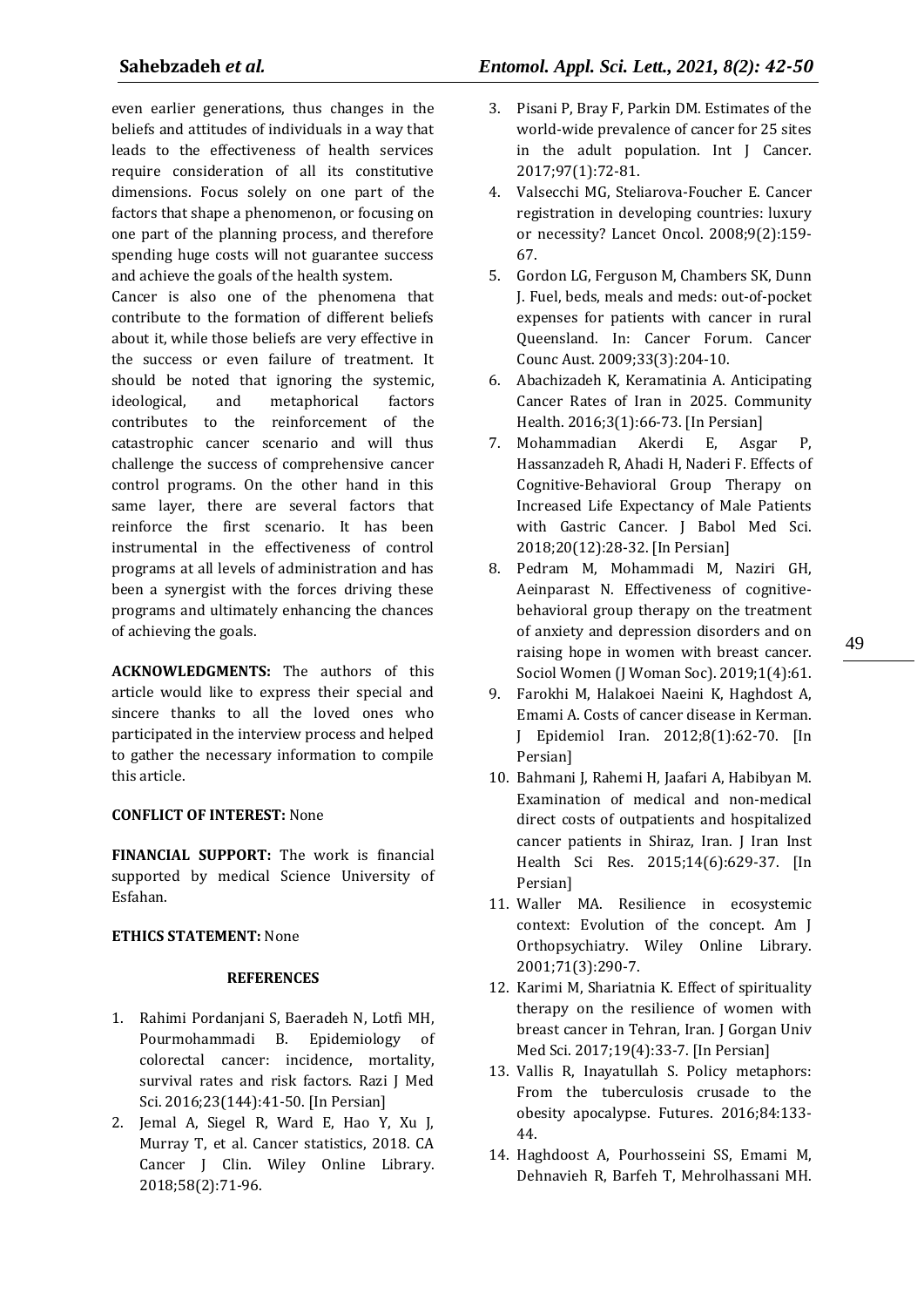even earlier generations, thus changes in the beliefs and attitudes of individuals in a way that leads to the effectiveness of health services require consideration of all its constitutive dimensions. Focus solely on one part of the factors that shape a phenomenon, or focusing on one part of the planning process, and therefore spending huge costs will not guarantee success and achieve the goals of the health system.

Cancer is also one of the phenomena that contribute to the formation of different beliefs about it, while those beliefs are very effective in the success or even failure of treatment. It should be noted that ignoring the systemic, ideological, and metaphorical factors contributes to the reinforcement of the catastrophic cancer scenario and will thus challenge the success of comprehensive cancer control programs. On the other hand in this same layer, there are several factors that reinforce the first scenario. It has been instrumental in the effectiveness of control programs at all levels of administration and has been a synergist with the forces driving these programs and ultimately enhancing the chances of achieving the goals.

**ACKNOWLEDGMENTS:** The authors of this article would like to express their special and sincere thanks to all the loved ones who participated in the interview process and helped to gather the necessary information to compile this article.

**CONFLICT OF INTEREST:** None

**FINANCIAL SUPPORT:** The work is financial supported by medical Science University of Esfahan.

**ETHICS STATEMENT:** None

## REFERENCES

1. Rahimi Pordanjani S, Baeradeh N, Lotfi MH, Pourmohammadi B. Epidemiology of colorectal cancer: incidence, mortality, survival rates and risk factors. Razi J Med Sci. 2016;23(144):41-50. [In Persian]
2. Jemal A, Siegel R, Ward E, Hao Y, Xu J, Murray T, et al. Cancer statistics, 2018. CA Cancer J Clin. Wiley Online Library. 2018;58(2):71-96.
3. Pisani P, Bray F, Parkin DM. Estimates of the world-wide prevalence of cancer for 25 sites in the adult population. Int J Cancer. 2017;97(1):72-81.
4. Valsecchi MG, Steliarova-Foucher E. Cancer registration in developing countries: luxury or necessity? Lancet Oncol. 2008;9(2):159-67.
5. Gordon LG, Ferguson M, Chambers SK, Dunn J. Fuel, beds, meals and meds: out-of-pocket expenses for patients with cancer in rural Queensland. In: Cancer Forum. Cancer Counc Aust. 2009;33(3):204-10.
6. Abachizadeh K, Keramatinia A. Anticipating Cancer Rates of Iran in 2025. Community Health. 2016;3(1):66-73. [In Persian]
7. Mohammadian Akerdi E, Asgar P, Hassanzadeh R, Ahadi H, Naderi F. Effects of Cognitive-Behavioral Group Therapy on Increased Life Expectancy of Male Patients with Gastric Cancer. J Babol Med Sci. 2018;20(12):28-32. [In Persian]
8. Pedram M, Mohammadi M, Naziri GH, Aeinparast N. Effectiveness of cognitive-behavioral group therapy on the treatment of anxiety and depression disorders and on raising hope in women with breast cancer. Sociol Women (J Woman Soc). 2019;1(4):61.
9. Farokhi M, Halakoei Naeini K, Haghdost A, Emami A. Costs of cancer disease in Kerman. J Epidemiol Iran. 2012;8(1):62-70. [In Persian]
10. Bahmani J, Rahemi H, Jaafari A, Habibyan M. Examination of medical and non-medical direct costs of outpatients and hospitalized cancer patients in Shiraz, Iran. J Iran Inst Health Sci Res. 2015;14(6):629-37. [In Persian]
11. Waller MA. Resilience in ecosystemic context: Evolution of the concept. Am J Orthopsychiatry. Wiley Online Library. 2001;71(3):290-7.
12. Karimi M, Shariatnia K. Effect of spirituality therapy on the resilience of women with breast cancer in Tehran, Iran. J Gorgan Univ Med Sci. 2017;19(4):33-7. [In Persian]
13. Vallis R, Inayatullah S. Policy metaphors: From the tuberculosis crusade to the obesity apocalypse. Futures. 2016;84:133-44.
14. Haghdoost A, Pourhosseini SS, Emami M, Dehnavieh R, Barfeh T, Mehrolhassani MH.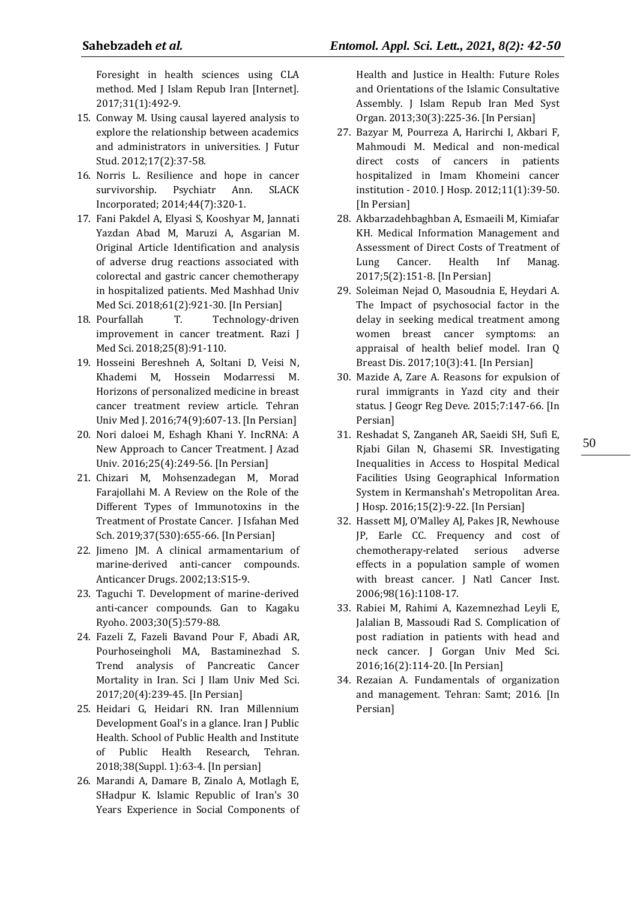Foresight in health sciences using CLA method. Med J Islam Repub Iran [Internet]. 2017;31(1):492-9.

15. Conway M. Using causal layered analysis to explore the relationship between academics and administrators in universities. J Futur Stud. 2012;17(2):37-58.
16. Norris L. Resilience and hope in cancer survivorship. Psychiatr Ann. SLACK Incorporated; 2014;44(7):320-1.
17. Fani Pakdel A, Elyasi S, Kooshyar M, Jannati Yazdan Abad M, Maruzi A, Asgarian M. Original Article Identification and analysis of adverse drug reactions associated with colorectal and gastric cancer chemotherapy in hospitalized patients. Med Mashhad Univ Med Sci. 2018;61(2):921-30. [In Persian]
18. Pourfallah T. Technology-driven improvement in cancer treatment. Razi J Med Sci. 2018;25(8):91-110.
19. Hosseini Bereshneh A, Soltani D, Veisi N, Khademi M, Hossein Modarressi M. Horizons of personalized medicine in breast cancer treatment review article. Tehran Univ Med J. 2016;74(9):607-13. [In Persian]
20. Nori daloei M, Eshagh Khani Y. IncRNA: A New Approach to Cancer Treatment. J Azad Univ. 2016;25(4):249-56. [In Persian]
21. Chizari M, Mohsenzadegan M, Morad Farajollahi M. A Review on the Role of the Different Types of Immunotoxins in the Treatment of Prostate Cancer. J Isfahan Med Sch. 2019;37(530):655-66. [In Persian]
22. Jimeno JM. A clinical armamentarium of marine-derived anti-cancer compounds. Anticancer Drugs. 2002;13:S15-9.
23. Taguchi T. Development of marine-derived anti-cancer compounds. Gan to Kagaku Ryoho. 2003;30(5):579-88.
24. Fazeli Z, Fazeli Bavand Pour F, Abadi AR, Pourhoseingholi MA, Bastaminezhad S. Trend analysis of Pancreatic Cancer Mortality in Iran. Sci J Ilam Univ Med Sci. 2017;20(4):239-45. [In Persian]
25. Heidari G, Heidari RN. Iran Millennium Development Goal's in a glance. Iran J Public Health. School of Public Health and Institute of Public Health Research, Tehran. 2018;38(Suppl. 1):63-4. [In persian]
26. Marandi A, Damare B, Zinalo A, Motlagh E, SHadpur K. Islamic Republic of Iran's 30 Years Experience in Social Components of Health and Justice in Health: Future Roles and Orientations of the Islamic Consultative Assembly. J Islam Repub Iran Med Syst Organ. 2013;30(3):225-36. [In Persian]
27. Bazyar M, Pourreza A, Harirchi I, Akbari F, Mahmoudi M. Medical and non-medical direct costs of cancers in patients hospitalized in Imam Khomeini cancer institution - 2010. J Hosp. 2012;11(1):39-50. [In Persian]
28. Akbarzadehbaghban A, Esmaeili M, Kimiafar KH. Medical Information Management and Assessment of Direct Costs of Treatment of Lung Cancer. Health Inf Manag. 2017;5(2):151-8. [In Persian]
29. Soleiman Nejad O, Masoudnia E, Heydari A. The Impact of psychosocial factor in the delay in seeking medical treatment among women breast cancer symptoms: an appraisal of health belief model. Iran Q Breast Dis. 2017;10(3):41. [In Persian]
30. Mazide A, Zare A. Reasons for expulsion of rural immigrants in Yazd city and their status. J Geogr Reg Deve. 2015;7:147-66. [In Persian]
31. Reshadat S, Zanganeh AR, Saeidi SH, Sufi E, Rjabi Gilan N, Ghasemi SR. Investigating Inequalities in Access to Hospital Medical Facilities Using Geographical Information System in Kermanshah's Metropolitan Area. J Hosp. 2016;15(2):9-22. [In Persian]
32. Hassett MJ, O'Malley AJ, Pakes JR, Newhouse JP, Earle CC. Frequency and cost of chemotherapy-related serious adverse effects in a population sample of women with breast cancer. J Natl Cancer Inst. 2006;98(16):1108-17.
33. Rabiei M, Rahimi A, Kazemnezhad Leyli E, Jalalian B, Massoudi Rad S. Complication of post radiation in patients with head and neck cancer. J Gorgan Univ Med Sci. 2016;16(2):114-20. [In Persian]
34. Rezaian A. Fundamentals of organization and management. Tehran: Samt; 2016. [In Persian]